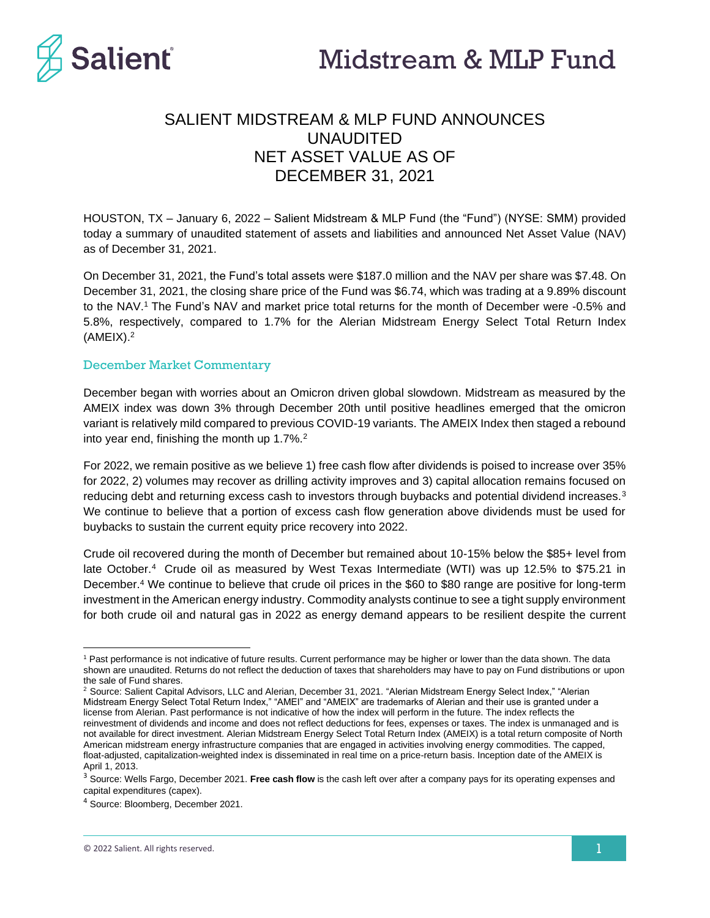# SALIENT MIDSTREAM & MLP FUND ANNOUNCES UNAUDITED NET ASSET VALUE AS OF DECEMBER 31, 2021

HOUSTON, TX – January 6, 2022 – Salient Midstream & MLP Fund (the "Fund") (NYSE: SMM) provided today a summary of unaudited statement of assets and liabilities and announced Net Asset Value (NAV) as of December 31, 2021.

On December 31, 2021, the Fund's total assets were $187.0 million and the NAV per share was $7.48. On December 31, 2021, the closing share price of the Fund was $6.74, which was trading at a 9.89% discount to the NAV.[1] The Fund's NAV and market price total returns for the month of December were -0.5% and 5.8%, respectively, compared to 1.7% for the Alerian Midstream Energy Select Total Return Index (AMEIX).[2]

## December Market Commentary

December began with worries about an Omicron driven global slowdown. Midstream as measured by the AMEIX index was down 3% through December 20th until positive headlines emerged that the omicron variant is relatively mild compared to previous COVID-19 variants. The AMEIX Index then staged a rebound into year end, finishing the month up 1.7%.[2]

For 2022, we remain positive as we believe 1) free cash flow after dividends is poised to increase over 35% for 2022, 2) volumes may recover as drilling activity improves and 3) capital allocation remains focused on reducing debt and returning excess cash to investors through buybacks and potential dividend increases.[3] We continue to believe that a portion of excess cash flow generation above dividends must be used for buybacks to sustain the current equity price recovery into 2022.

Crude oil recovered during the month of December but remained about 10-15% below the $85+ level from late October.[4] Crude oil as measured by West Texas Intermediate (WTI) was up 12.5% to $75.21 in December.[4] We continue to believe that crude oil prices in the $60 to $80 range are positive for long-term investment in the American energy industry. Commodity analysts continue to see a tight supply environment for both crude oil and natural gas in 2022 as energy demand appears to be resilient despite the current

---

[1] Past performance is not indicative of future results. Current performance may be higher or lower than the data shown. The data shown are unaudited. Returns do not reflect the deduction of taxes that shareholders may have to pay on Fund distributions or upon the sale of Fund shares.

[2] Source: Salient Capital Advisors, LLC and Alerian, December 31, 2021. "Alerian Midstream Energy Select Index," "Alerian Midstream Energy Select Total Return Index," "AMEI" and "AMEIX" are trademarks of Alerian and their use is granted under a license from Alerian. Past performance is not indicative of how the index will perform in the future. The index reflects the reinvestment of dividends and income and does not reflect deductions for fees, expenses or taxes. The index is unmanaged and is not available for direct investment. Alerian Midstream Energy Select Total Return Index (AMEIX) is a total return composite of North American midstream energy infrastructure companies that are engaged in activities involving energy commodities. The capped, float-adjusted, capitalization-weighted index is disseminated in real time on a price-return basis. Inception date of the AMEIX is April 1, 2013.

[3] Source: Wells Fargo, December 2021. **Free cash flow** is the cash left over after a company pays for its operating expenses and capital expenditures (capex).

[4] Source: Bloomberg, December 2021.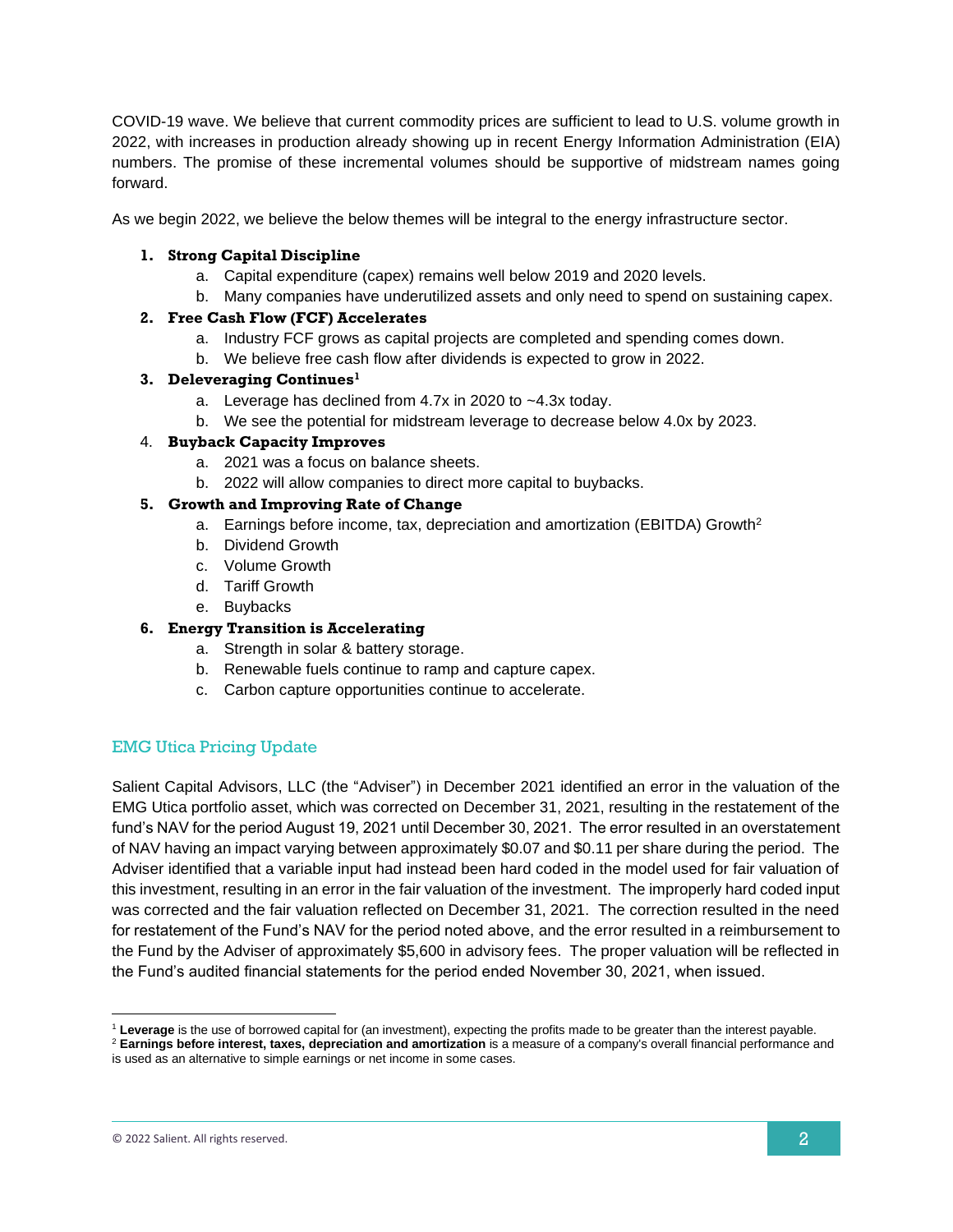COVID-19 wave. We believe that current commodity prices are sufficient to lead to U.S. volume growth in 2022, with increases in production already showing up in recent Energy Information Administration (EIA) numbers. The promise of these incremental volumes should be supportive of midstream names going forward.

As we begin 2022, we believe the below themes will be integral to the energy infrastructure sector.

1. **Strong Capital Discipline**
    a. Capital expenditure (capex) remains well below 2019 and 2020 levels.
    b. Many companies have underutilized assets and only need to spend on sustaining capex.
2. **Free Cash Flow (FCF) Accelerates**
    a. Industry FCF grows as capital projects are completed and spending comes down.
    b. We believe free cash flow after dividends is expected to grow in 2022.
3. **Deleveraging Continues**[1]
    a. Leverage has declined from 4.7x in 2020 to ~4.3x today.
    b. We see the potential for midstream leverage to decrease below 4.0x by 2023.
4. **Buyback Capacity Improves**
    a. 2021 was a focus on balance sheets.
    b. 2022 will allow companies to direct more capital to buybacks.
5. **Growth and Improving Rate of Change**
    a. Earnings before income, tax, depreciation and amortization (EBITDA) Growth[2]
    b. Dividend Growth
    c. Volume Growth
    d. Tariff Growth
    e. Buybacks
6. **Energy Transition is Accelerating**
    a. Strength in solar & battery storage.
    b. Renewable fuels continue to ramp and capture capex.
    c. Carbon capture opportunities continue to accelerate.

## EMG Utica Pricing Update

Salient Capital Advisors, LLC (the "Adviser") in December 2021 identified an error in the valuation of the EMG Utica portfolio asset, which was corrected on December 31, 2021, resulting in the restatement of the fund's NAV for the period August 19, 2021 until December 30, 2021. The error resulted in an overstatement of NAV having an impact varying between approximately $0.07 and $0.11 per share during the period. The Adviser identified that a variable input had instead been hard coded in the model used for fair valuation of this investment, resulting in an error in the fair valuation of the investment. The improperly hard coded input was corrected and the fair valuation reflected on December 31, 2021. The correction resulted in the need for restatement of the Fund's NAV for the period noted above, and the error resulted in a reimbursement to the Fund by the Adviser of approximately $5,600 in advisory fees. The proper valuation will be reflected in the Fund's audited financial statements for the period ended November 30, 2021, when issued.

---

[1] **Leverage** is the use of borrowed capital for (an investment), expecting the profits made to be greater than the interest payable.

[2] **Earnings before interest, taxes, depreciation and amortization** is a measure of a company's overall financial performance and is used as an alternative to simple earnings or net income in some cases.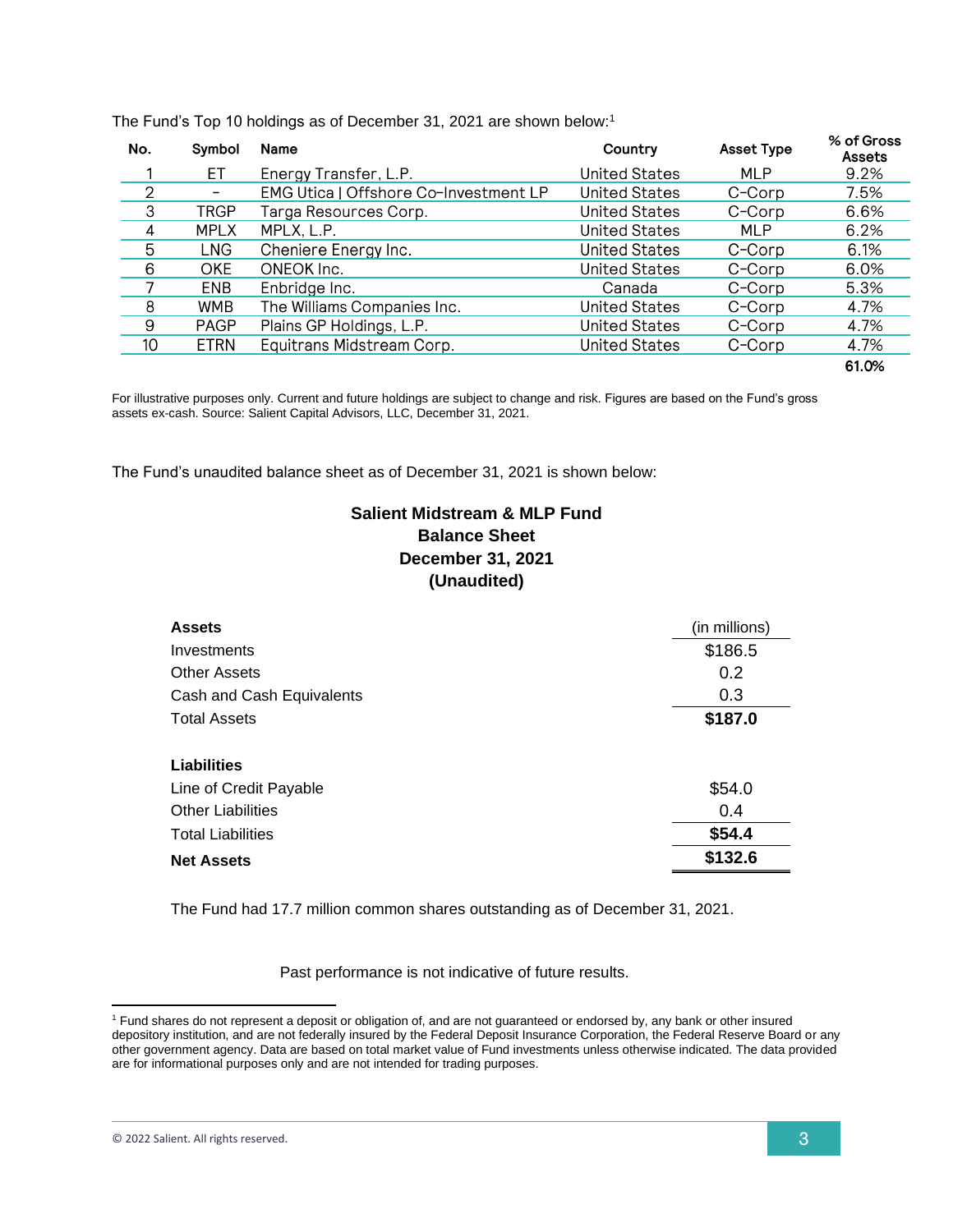The Fund's Top 10 holdings as of December 31, 2021 are shown below:[1]

| No. | Symbol | Name | Country | Asset Type | % of Gross Assets |
|---|---|---|---|---|---|
| 1 | ET | Energy Transfer, L.P. | United States | MLP | 9.2% |
| 2 | – | EMG Utica \| Offshore Co-Investment LP | United States | C-Corp | 7.5% |
| 3 | TRGP | Targa Resources Corp. | United States | C-Corp | 6.6% |
| 4 | MPLX | MPLX, L.P. | United States | MLP | 6.2% |
| 5 | LNG | Cheniere Energy Inc. | United States | C-Corp | 6.1% |
| 6 | OKE | ONEOK Inc. | United States | C-Corp | 6.0% |
| 7 | ENB | Enbridge Inc. | Canada | C-Corp | 5.3% |
| 8 | WMB | The Williams Companies Inc. | United States | C-Corp | 4.7% |
| 9 | PAGP | Plains GP Holdings, L.P. | United States | C-Corp | 4.7% |
| 10 | ETRN | Equitrans Midstream Corp. | United States | C-Corp | 4.7% |
| | | | | | **61.0%** |

For illustrative purposes only. Current and future holdings are subject to change and risk. Figures are based on the Fund's gross assets ex-cash. Source: Salient Capital Advisors, LLC, December 31, 2021.

The Fund's unaudited balance sheet as of December 31, 2021 is shown below:

**Salient Midstream & MLP Fund**
**Balance Sheet**
**December 31, 2021**
**(Unaudited)**

| **Assets** | (in millions) |
|---|---|
| Investments | $186.5 |
| Other Assets | 0.2 |
| Cash and Cash Equivalents | 0.3 |
| Total Assets | **$187.0** |
| | |
| **Liabilities** | |
| Line of Credit Payable | $54.0 |
| Other Liabilities | 0.4 |
| Total Liabilities | **$54.4** |
| **Net Assets** | **$132.6** |

The Fund had 17.7 million common shares outstanding as of December 31, 2021.

Past performance is not indicative of future results.

[1] Fund shares do not represent a deposit or obligation of, and are not guaranteed or endorsed by, any bank or other insured depository institution, and are not federally insured by the Federal Deposit Insurance Corporation, the Federal Reserve Board or any other government agency. Data are based on total market value of Fund investments unless otherwise indicated. The data provided are for informational purposes only and are not intended for trading purposes.

© 2022 Salient. All rights reserved.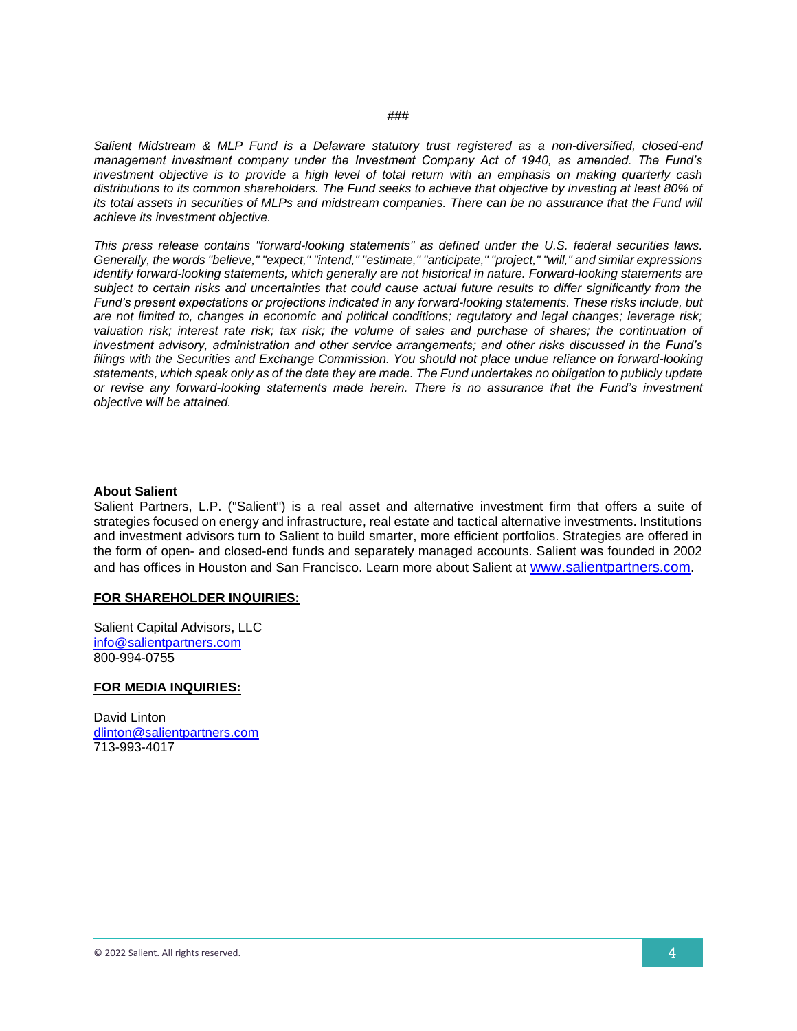###

*Salient Midstream & MLP Fund is a Delaware statutory trust registered as a non-diversified, closed-end management investment company under the Investment Company Act of 1940, as amended. The Fund's investment objective is to provide a high level of total return with an emphasis on making quarterly cash distributions to its common shareholders. The Fund seeks to achieve that objective by investing at least 80% of its total assets in securities of MLPs and midstream companies. There can be no assurance that the Fund will achieve its investment objective.*

*This press release contains "forward-looking statements" as defined under the U.S. federal securities laws. Generally, the words "believe," "expect," "intend," "estimate," "anticipate," "project," "will," and similar expressions identify forward-looking statements, which generally are not historical in nature. Forward-looking statements are subject to certain risks and uncertainties that could cause actual future results to differ significantly from the Fund's present expectations or projections indicated in any forward-looking statements. These risks include, but are not limited to, changes in economic and political conditions; regulatory and legal changes; leverage risk; valuation risk; interest rate risk; tax risk; the volume of sales and purchase of shares; the continuation of investment advisory, administration and other service arrangements; and other risks discussed in the Fund's filings with the Securities and Exchange Commission. You should not place undue reliance on forward-looking statements, which speak only as of the date they are made. The Fund undertakes no obligation to publicly update or revise any forward-looking statements made herein. There is no assurance that the Fund's investment objective will be attained.*

**About Salient**

Salient Partners, L.P. ("Salient") is a real asset and alternative investment firm that offers a suite of strategies focused on energy and infrastructure, real estate and tactical alternative investments. Institutions and investment advisors turn to Salient to build smarter, more efficient portfolios. Strategies are offered in the form of open- and closed-end funds and separately managed accounts. Salient was founded in 2002 and has offices in Houston and San Francisco. Learn more about Salient at www.salientpartners.com.

**FOR SHAREHOLDER INQUIRIES:**

Salient Capital Advisors, LLC
info@salientpartners.com
800-994-0755

**FOR MEDIA INQUIRIES:**

David Linton
dlinton@salientpartners.com
713-993-4017

© 2022 Salient. All rights reserved.